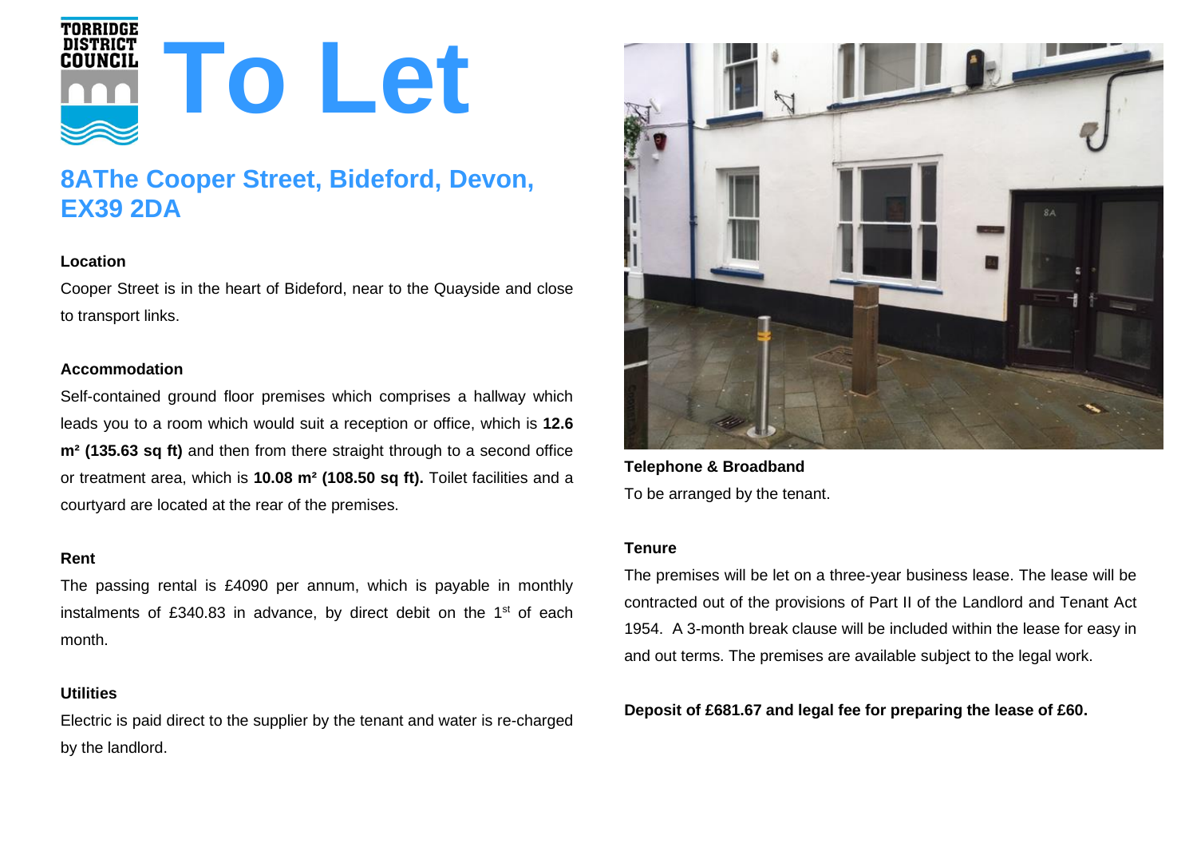TORRIDGE DISTRICT COUNCIL

# To Let

## 8AThe Cooper Street, Bideford, Devon, EX39 2DA

**Location**

Cooper Street is in the heart of Bideford, near to the Quayside and close to transport links.

**Accommodation**

Self-contained ground floor premises which comprises a hallway which leads you to a room which would suit a reception or office, which is **12.6 m² (135.63 sq ft)** and then from there straight through to a second office or treatment area, which is **10.08 m² (108.50 sq ft).** Toilet facilities and a courtyard are located at the rear of the premises.

**Rent**

The passing rental is £4090 per annum, which is payable in monthly instalments of £340.83 in advance, by direct debit on the 1st of each month.

**Utilities**

Electric is paid direct to the supplier by the tenant and water is re-charged by the landlord.

**Telephone & Broadband**

To be arranged by the tenant.

**Tenure**

The premises will be let on a three-year business lease. The lease will be contracted out of the provisions of Part II of the Landlord and Tenant Act 1954. A 3-month break clause will be included within the lease for easy in and out terms. The premises are available subject to the legal work.

**Deposit of £681.67 and legal fee for preparing the lease of £60.**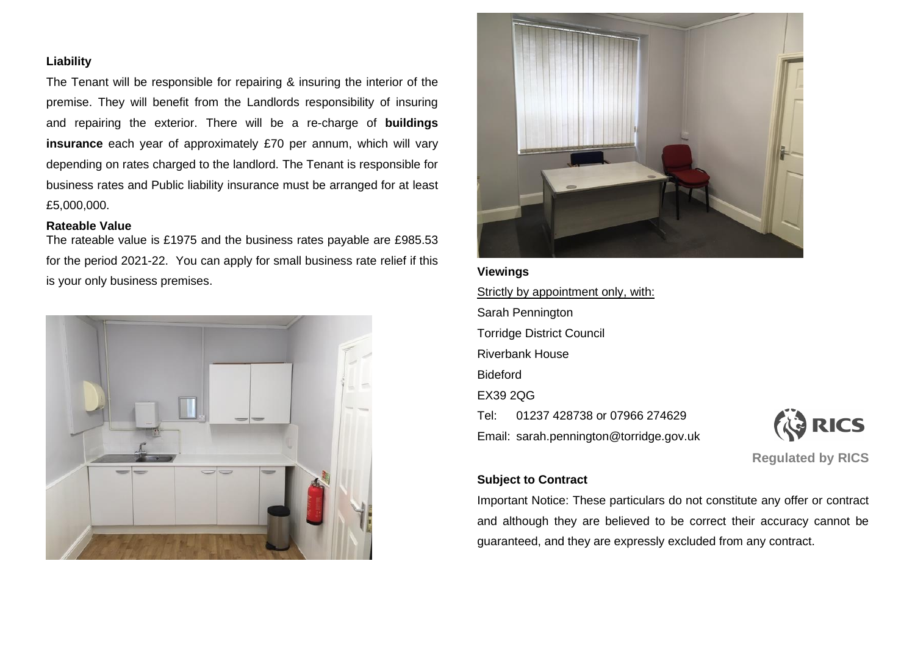**Liability**

The Tenant will be responsible for repairing & insuring the interior of the premise. They will benefit from the Landlords responsibility of insuring and repairing the exterior. There will be a re-charge of **buildings insurance** each year of approximately £70 per annum, which will vary depending on rates charged to the landlord. The Tenant is responsible for business rates and Public liability insurance must be arranged for at least £5,000,000.

**Rateable Value**

The rateable value is £1975 and the business rates payable are £985.53 for the period 2021-22. You can apply for small business rate relief if this is your only business premises.

**Viewings**

Strictly by appointment only, with:

Sarah Pennington
Torridge District Council
Riverbank House
Bideford
EX39 2QG

Tel: 01237 428738 or 07966 274629
Email: sarah.pennington@torridge.gov.uk

RICS

Regulated by RICS

**Subject to Contract**

Important Notice: These particulars do not constitute any offer or contract and although they are believed to be correct their accuracy cannot be guaranteed, and they are expressly excluded from any contract.